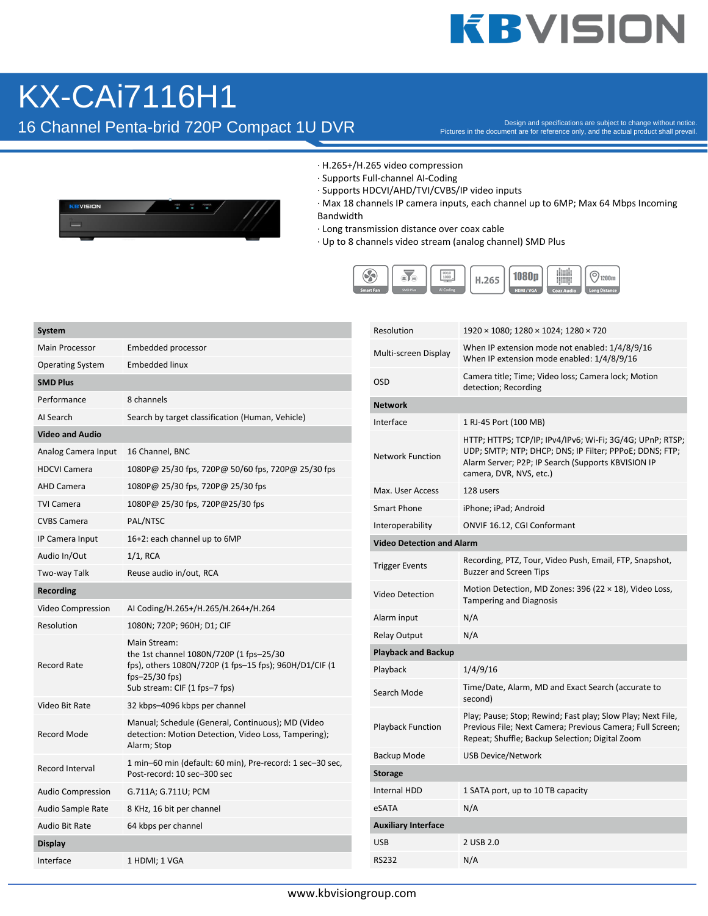# KX-CAi7116H1

## 16 Channel Penta-brid 720P Compact 1U DVR

Design and specifications are subject to change without notice.
Pictures in the document are for reference only, and the actual product shall prevail.

- H.265+/H.265 video compression
- Supports Full-channel AI-Coding
- Supports HDCVI/AHD/TVI/CVBS/IP video inputs
- Max 18 channels IP camera inputs, each channel up to 6MP; Max 64 Mbps Incoming Bandwidth
- Long transmission distance over coax cable
- Up to 8 channels video stream (analog channel) SMD Plus

| | |
|---|---|
| **System** | |
| Main Processor | Embedded processor |
| Operating System | Embedded linux |
| **SMD Plus** | |
| Performance | 8 channels |
| AI Search | Search by target classification (Human, Vehicle) |
| **Video and Audio** | |
| Analog Camera Input | 16 Channel, BNC |
| HDCVI Camera | 1080P@ 25/30 fps, 720P@ 50/60 fps, 720P@ 25/30 fps |
| AHD Camera | 1080P@ 25/30 fps, 720P@ 25/30 fps |
| TVI Camera | 1080P@ 25/30 fps, 720P@25/30 fps |
| CVBS Camera | PAL/NTSC |
| IP Camera Input | 16+2: each channel up to 6MP |
| Audio In/Out | 1/1, RCA |
| Two-way Talk | Reuse audio in/out, RCA |
| **Recording** | |
| Video Compression | AI Coding/H.265+/H.265/H.264+/H.264 |
| Resolution | 1080N; 720P; 960H; D1; CIF |
| Record Rate | Main Stream: the 1st channel 1080N/720P (1 fps–25/30 fps), others 1080N/720P (1 fps–15 fps); 960H/D1/CIF (1 fps–25/30 fps) Sub stream: CIF (1 fps–7 fps) |
| Video Bit Rate | 32 kbps–4096 kbps per channel |
| Record Mode | Manual; Schedule (General, Continuous); MD (Video detection: Motion Detection, Video Loss, Tampering); Alarm; Stop |
| Record Interval | 1 min–60 min (default: 60 min), Pre-record: 1 sec–30 sec, Post-record: 10 sec–300 sec |
| Audio Compression | G.711A; G.711U; PCM |
| Audio Sample Rate | 8 KHz, 16 bit per channel |
| Audio Bit Rate | 64 kbps per channel |
| **Display** | |
| Interface | 1 HDMI; 1 VGA |
| Resolution | 1920 × 1080; 1280 × 1024; 1280 × 720 |
| Multi-screen Display | When IP extension mode not enabled: 1/4/8/9/16 When IP extension mode enabled: 1/4/8/9/16 |
| OSD | Camera title; Time; Video loss; Camera lock; Motion detection; Recording |
| **Network** | |
| Interface | 1 RJ-45 Port (100 MB) |
| Network Function | HTTP; HTTPS; TCP/IP; IPv4/IPv6; Wi-Fi; 3G/4G; UPnP; RTSP; UDP; SMTP; NTP; DHCP; DNS; IP Filter; PPPoE; DDNS; FTP; Alarm Server; P2P; IP Search (Supports KBVISION IP camera, DVR, NVS, etc.) |
| Max. User Access | 128 users |
| Smart Phone | iPhone; iPad; Android |
| Interoperability | ONVIF 16.12, CGI Conformant |
| **Video Detection and Alarm** | |
| Trigger Events | Recording, PTZ, Tour, Video Push, Email, FTP, Snapshot, Buzzer and Screen Tips |
| Video Detection | Motion Detection, MD Zones: 396 (22 × 18), Video Loss, Tampering and Diagnosis |
| Alarm input | N/A |
| Relay Output | N/A |
| **Playback and Backup** | |
| Playback | 1/4/9/16 |
| Search Mode | Time/Date, Alarm, MD and Exact Search (accurate to second) |
| Playback Function | Play; Pause; Stop; Rewind; Fast play; Slow Play; Next File, Previous File; Next Camera; Previous Camera; Full Screen; Repeat; Shuffle; Backup Selection; Digital Zoom |
| Backup Mode | USB Device/Network |
| **Storage** | |
| Internal HDD | 1 SATA port, up to 10 TB capacity |
| eSATA | N/A |
| **Auxiliary Interface** | |
| USB | 2 USB 2.0 |
| RS232 | N/A |

www.kbvisiongroup.com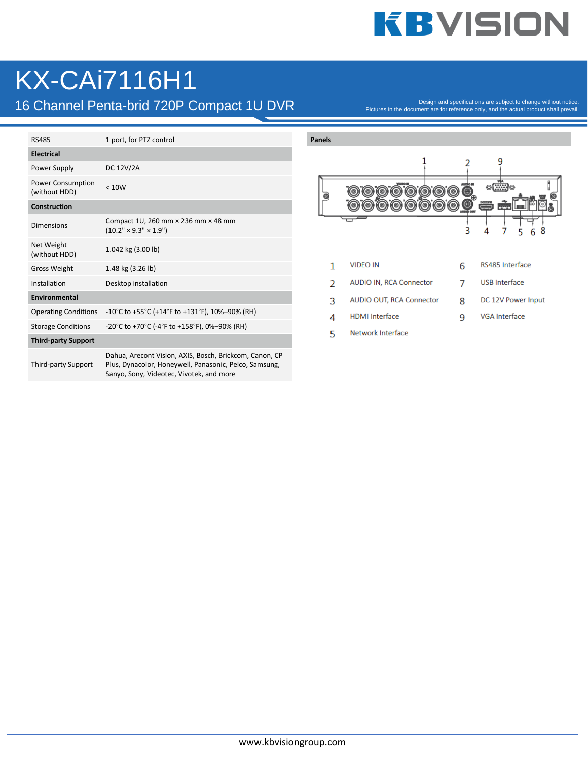# KX-CAi7116H1

## 16 Channel Penta-brid 720P Compact 1U DVR

Design and specifications are subject to change without notice.
Pictures in the document are for reference only, and the actual product shall prevail.

| | |
|---|---|
| RS485 | 1 port, for PTZ control |
| **Electrical** | |
| Power Supply | DC 12V/2A |
| Power Consumption (without HDD) | < 10W |
| **Construction** | |
| Dimensions | Compact 1U, 260 mm × 236 mm × 48 mm (10.2" × 9.3" × 1.9") |
| Net Weight (without HDD) | 1.042 kg (3.00 lb) |
| Gross Weight | 1.48 kg (3.26 lb) |
| Installation | Desktop installation |
| **Environmental** | |
| Operating Conditions | -10°C to +55°C (+14°F to +131°F), 10%–90% (RH) |
| Storage Conditions | -20°C to +70°C (-4°F to +158°F), 0%–90% (RH) |
| **Third-party Support** | |
| Third-party Support | Dahua, Arecont Vision, AXIS, Bosch, Brickcom, Canon, CP Plus, Dynacolor, Honeywell, Panasonic, Pelco, Samsung, Sanyo, Sony, Videotec, Vivotek, and more |

**Panels**

1 2 9

3 4 7 5 6 8

| | | | |
|---|---|---|---|
| 1 | VIDEO IN | 6 | RS485 Interface |
| 2 | AUDIO IN, RCA Connector | 7 | USB Interface |
| 3 | AUDIO OUT, RCA Connector | 8 | DC 12V Power Input |
| 4 | HDMI Interface | 9 | VGA Interface |
| 5 | Network Interface | | |

www.kbvisiongroup.com